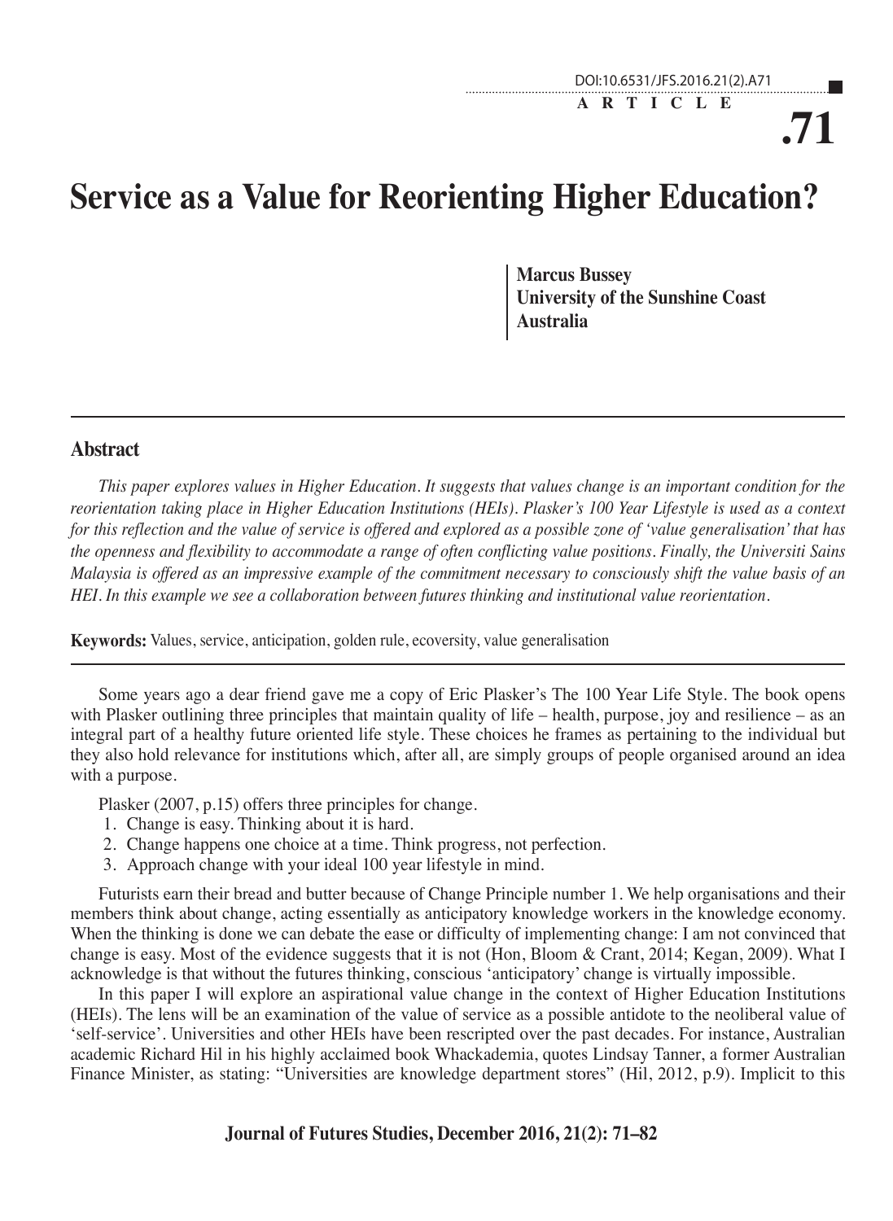# Service as a Value for Reorienting Higher Education?

**Marcus Bussey**
**University of the Sunshine Coast**
**Australia**

## Abstract

*This paper explores values in Higher Education. It suggests that values change is an important condition for the reorientation taking place in Higher Education Institutions (HEIs). Plasker's 100 Year Lifestyle is used as a context for this reflection and the value of service is offered and explored as a possible zone of 'value generalisation' that has the openness and flexibility to accommodate a range of often conflicting value positions. Finally, the Universiti Sains Malaysia is offered as an impressive example of the commitment necessary to consciously shift the value basis of an HEI. In this example we see a collaboration between futures thinking and institutional value reorientation.*

**Keywords:** Values, service, anticipation, golden rule, ecoversity, value generalisation

Some years ago a dear friend gave me a copy of Eric Plasker's The 100 Year Life Style. The book opens with Plasker outlining three principles that maintain quality of life – health, purpose, joy and resilience – as an integral part of a healthy future oriented life style. These choices he frames as pertaining to the individual but they also hold relevance for institutions which, after all, are simply groups of people organised around an idea with a purpose.

Plasker (2007, p.15) offers three principles for change.

1. Change is easy. Thinking about it is hard.
2. Change happens one choice at a time. Think progress, not perfection.
3. Approach change with your ideal 100 year lifestyle in mind.

Futurists earn their bread and butter because of Change Principle number 1. We help organisations and their members think about change, acting essentially as anticipatory knowledge workers in the knowledge economy. When the thinking is done we can debate the ease or difficulty of implementing change: I am not convinced that change is easy. Most of the evidence suggests that it is not (Hon, Bloom & Crant, 2014; Kegan, 2009). What I acknowledge is that without the futures thinking, conscious 'anticipatory' change is virtually impossible.

In this paper I will explore an aspirational value change in the context of Higher Education Institutions (HEIs). The lens will be an examination of the value of service as a possible antidote to the neoliberal value of 'self-service'. Universities and other HEIs have been rescripted over the past decades. For instance, Australian academic Richard Hil in his highly acclaimed book Whackademia, quotes Lindsay Tanner, a former Australian Finance Minister, as stating: "Universities are knowledge department stores" (Hil, 2012, p.9). Implicit to this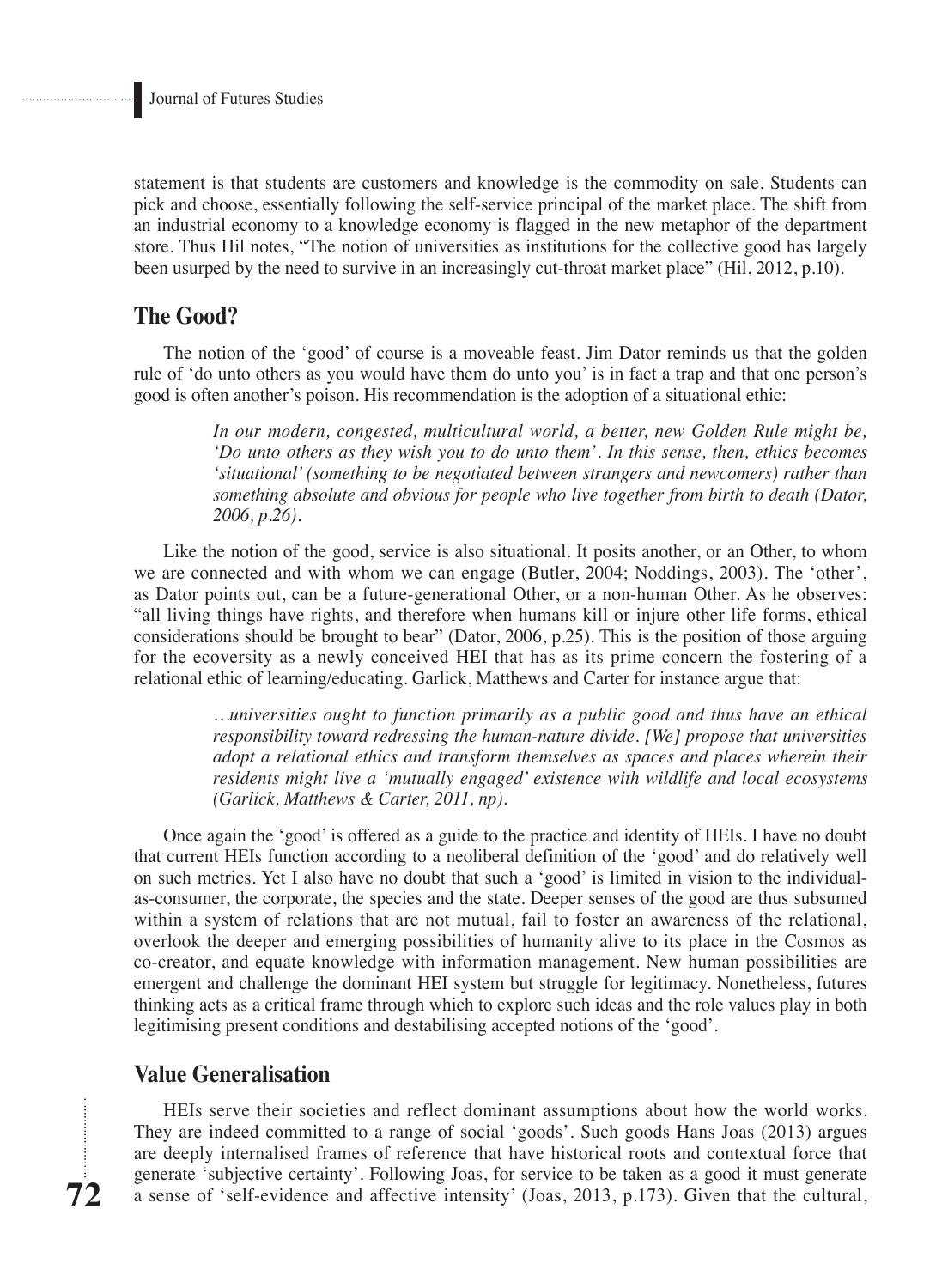statement is that students are customers and knowledge is the commodity on sale. Students can pick and choose, essentially following the self-service principal of the market place. The shift from an industrial economy to a knowledge economy is flagged in the new metaphor of the department store. Thus Hil notes, "The notion of universities as institutions for the collective good has largely been usurped by the need to survive in an increasingly cut-throat market place" (Hil, 2012, p.10).

## The Good?

The notion of the 'good' of course is a moveable feast. Jim Dator reminds us that the golden rule of 'do unto others as you would have them do unto you' is in fact a trap and that one person's good is often another's poison. His recommendation is the adoption of a situational ethic:

> *In our modern, congested, multicultural world, a better, new Golden Rule might be, 'Do unto others as they wish you to do unto them'. In this sense, then, ethics becomes 'situational' (something to be negotiated between strangers and newcomers) rather than something absolute and obvious for people who live together from birth to death (Dator, 2006, p.26).*

Like the notion of the good, service is also situational. It posits another, or an Other, to whom we are connected and with whom we can engage (Butler, 2004; Noddings, 2003). The 'other', as Dator points out, can be a future-generational Other, or a non-human Other. As he observes: "all living things have rights, and therefore when humans kill or injure other life forms, ethical considerations should be brought to bear" (Dator, 2006, p.25). This is the position of those arguing for the ecoversity as a newly conceived HEI that has as its prime concern the fostering of a relational ethic of learning/educating. Garlick, Matthews and Carter for instance argue that:

> *…universities ought to function primarily as a public good and thus have an ethical responsibility toward redressing the human-nature divide. [We] propose that universities adopt a relational ethics and transform themselves as spaces and places wherein their residents might live a 'mutually engaged' existence with wildlife and local ecosystems (Garlick, Matthews & Carter, 2011, np).*

Once again the 'good' is offered as a guide to the practice and identity of HEIs. I have no doubt that current HEIs function according to a neoliberal definition of the 'good' and do relatively well on such metrics. Yet I also have no doubt that such a 'good' is limited in vision to the individual-as-consumer, the corporate, the species and the state. Deeper senses of the good are thus subsumed within a system of relations that are not mutual, fail to foster an awareness of the relational, overlook the deeper and emerging possibilities of humanity alive to its place in the Cosmos as co-creator, and equate knowledge with information management. New human possibilities are emergent and challenge the dominant HEI system but struggle for legitimacy. Nonetheless, futures thinking acts as a critical frame through which to explore such ideas and the role values play in both legitimising present conditions and destabilising accepted notions of the 'good'.

## Value Generalisation

HEIs serve their societies and reflect dominant assumptions about how the world works. They are indeed committed to a range of social 'goods'. Such goods Hans Joas (2013) argues are deeply internalised frames of reference that have historical roots and contextual force that generate 'subjective certainty'. Following Joas, for service to be taken as a good it must generate a sense of 'self-evidence and affective intensity' (Joas, 2013, p.173). Given that the cultural,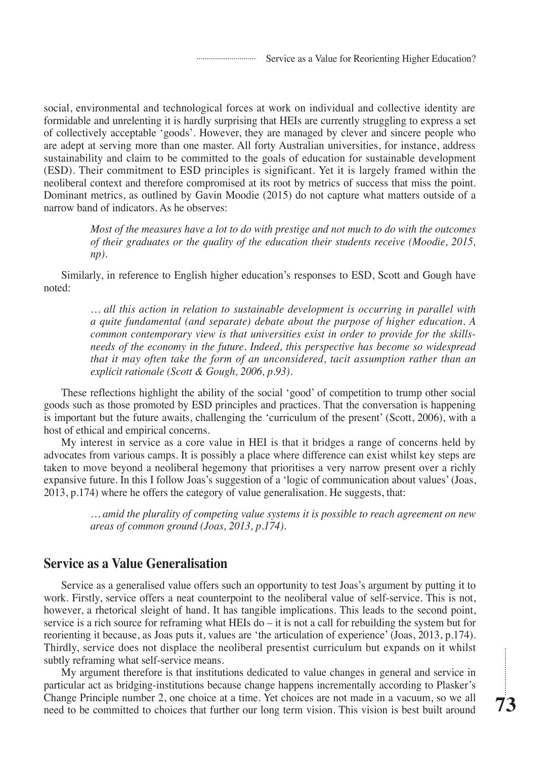social, environmental and technological forces at work on individual and collective identity are formidable and unrelenting it is hardly surprising that HEIs are currently struggling to express a set of collectively acceptable 'goods'. However, they are managed by clever and sincere people who are adept at serving more than one master. All forty Australian universities, for instance, address sustainability and claim to be committed to the goals of education for sustainable development (ESD). Their commitment to ESD principles is significant. Yet it is largely framed within the neoliberal context and therefore compromised at its root by metrics of success that miss the point. Dominant metrics, as outlined by Gavin Moodie (2015) do not capture what matters outside of a narrow band of indicators. As he observes:

> *Most of the measures have a lot to do with prestige and not much to do with the outcomes of their graduates or the quality of the education their students receive (Moodie, 2015, np).*

Similarly, in reference to English higher education's responses to ESD, Scott and Gough have noted:

> *… all this action in relation to sustainable development is occurring in parallel with a quite fundamental (and separate) debate about the purpose of higher education. A common contemporary view is that universities exist in order to provide for the skills-needs of the economy in the future. Indeed, this perspective has become so widespread that it may often take the form of an unconsidered, tacit assumption rather than an explicit rationale (Scott & Gough, 2006, p.93).*

These reflections highlight the ability of the social 'good' of competition to trump other social goods such as those promoted by ESD principles and practices. That the conversation is happening is important but the future awaits, challenging the 'curriculum of the present' (Scott, 2006), with a host of ethical and empirical concerns.

My interest in service as a core value in HEI is that it bridges a range of concerns held by advocates from various camps. It is possibly a place where difference can exist whilst key steps are taken to move beyond a neoliberal hegemony that prioritises a very narrow present over a richly expansive future. In this I follow Joas's suggestion of a 'logic of communication about values' (Joas, 2013, p.174) where he offers the category of value generalisation. He suggests, that:

> *… amid the plurality of competing value systems it is possible to reach agreement on new areas of common ground (Joas, 2013, p.174).*

## Service as a Value Generalisation

Service as a generalised value offers such an opportunity to test Joas's argument by putting it to work. Firstly, service offers a neat counterpoint to the neoliberal value of self-service. This is not, however, a rhetorical sleight of hand. It has tangible implications. This leads to the second point, service is a rich source for reframing what HEIs do – it is not a call for rebuilding the system but for reorienting it because, as Joas puts it, values are 'the articulation of experience' (Joas, 2013, p.174). Thirdly, service does not displace the neoliberal presentist curriculum but expands on it whilst subtly reframing what self-service means.

My argument therefore is that institutions dedicated to value changes in general and service in particular act as bridging-institutions because change happens incrementally according to Plasker's Change Principle number 2, one choice at a time. Yet choices are not made in a vacuum, so we all need to be committed to choices that further our long term vision. This vision is best built around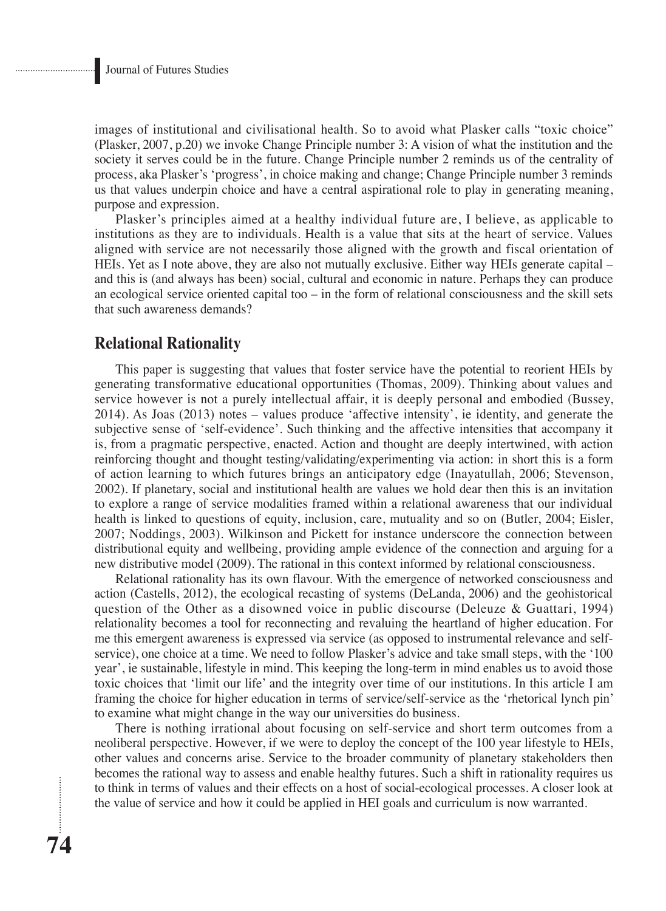images of institutional and civilisational health. So to avoid what Plasker calls "toxic choice" (Plasker, 2007, p.20) we invoke Change Principle number 3: A vision of what the institution and the society it serves could be in the future. Change Principle number 2 reminds us of the centrality of process, aka Plasker's 'progress', in choice making and change; Change Principle number 3 reminds us that values underpin choice and have a central aspirational role to play in generating meaning, purpose and expression.

Plasker's principles aimed at a healthy individual future are, I believe, as applicable to institutions as they are to individuals. Health is a value that sits at the heart of service. Values aligned with service are not necessarily those aligned with the growth and fiscal orientation of HEIs. Yet as I note above, they are also not mutually exclusive. Either way HEIs generate capital – and this is (and always has been) social, cultural and economic in nature. Perhaps they can produce an ecological service oriented capital too – in the form of relational consciousness and the skill sets that such awareness demands?

## Relational Rationality

This paper is suggesting that values that foster service have the potential to reorient HEIs by generating transformative educational opportunities (Thomas, 2009). Thinking about values and service however is not a purely intellectual affair, it is deeply personal and embodied (Bussey, 2014). As Joas (2013) notes – values produce 'affective intensity', ie identity, and generate the subjective sense of 'self-evidence'. Such thinking and the affective intensities that accompany it is, from a pragmatic perspective, enacted. Action and thought are deeply intertwined, with action reinforcing thought and thought testing/validating/experimenting via action: in short this is a form of action learning to which futures brings an anticipatory edge (Inayatullah, 2006; Stevenson, 2002). If planetary, social and institutional health are values we hold dear then this is an invitation to explore a range of service modalities framed within a relational awareness that our individual health is linked to questions of equity, inclusion, care, mutuality and so on (Butler, 2004; Eisler, 2007; Noddings, 2003). Wilkinson and Pickett for instance underscore the connection between distributional equity and wellbeing, providing ample evidence of the connection and arguing for a new distributive model (2009). The rational in this context informed by relational consciousness.

Relational rationality has its own flavour. With the emergence of networked consciousness and action (Castells, 2012), the ecological recasting of systems (DeLanda, 2006) and the geohistorical question of the Other as a disowned voice in public discourse (Deleuze & Guattari, 1994) relationality becomes a tool for reconnecting and revaluing the heartland of higher education. For me this emergent awareness is expressed via service (as opposed to instrumental relevance and self-service), one choice at a time. We need to follow Plasker's advice and take small steps, with the '100 year', ie sustainable, lifestyle in mind. This keeping the long-term in mind enables us to avoid those toxic choices that 'limit our life' and the integrity over time of our institutions. In this article I am framing the choice for higher education in terms of service/self-service as the 'rhetorical lynch pin' to examine what might change in the way our universities do business.

There is nothing irrational about focusing on self-service and short term outcomes from a neoliberal perspective. However, if we were to deploy the concept of the 100 year lifestyle to HEIs, other values and concerns arise. Service to the broader community of planetary stakeholders then becomes the rational way to assess and enable healthy futures. Such a shift in rationality requires us to think in terms of values and their effects on a host of social-ecological processes. A closer look at the value of service and how it could be applied in HEI goals and curriculum is now warranted.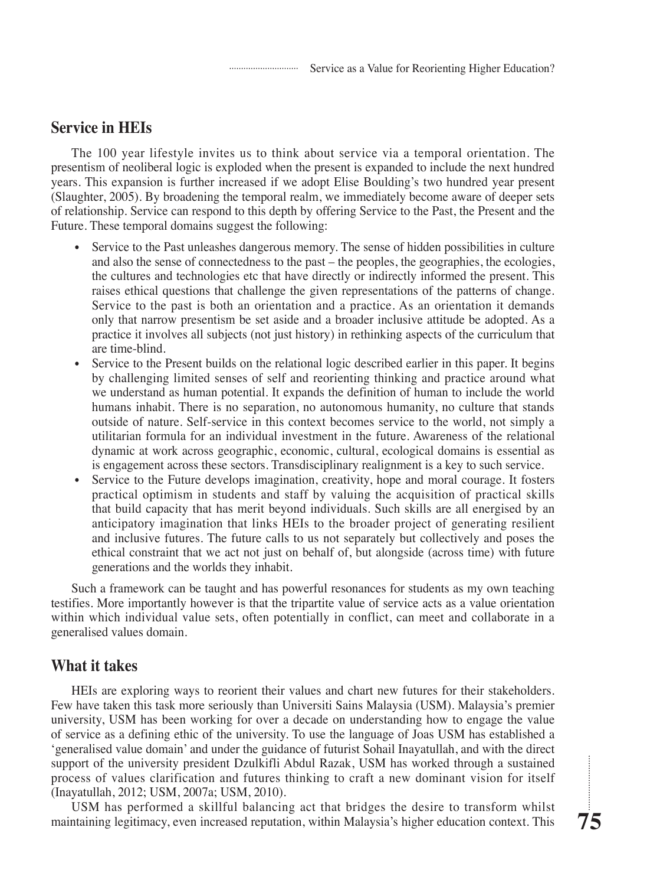## Service in HEIs

The 100 year lifestyle invites us to think about service via a temporal orientation. The presentism of neoliberal logic is exploded when the present is expanded to include the next hundred years. This expansion is further increased if we adopt Elise Boulding's two hundred year present (Slaughter, 2005). By broadening the temporal realm, we immediately become aware of deeper sets of relationship. Service can respond to this depth by offering Service to the Past, the Present and the Future. These temporal domains suggest the following:

- Service to the Past unleashes dangerous memory. The sense of hidden possibilities in culture and also the sense of connectedness to the past – the peoples, the geographies, the ecologies, the cultures and technologies etc that have directly or indirectly informed the present. This raises ethical questions that challenge the given representations of the patterns of change. Service to the past is both an orientation and a practice. As an orientation it demands only that narrow presentism be set aside and a broader inclusive attitude be adopted. As a practice it involves all subjects (not just history) in rethinking aspects of the curriculum that are time-blind.
- Service to the Present builds on the relational logic described earlier in this paper. It begins by challenging limited senses of self and reorienting thinking and practice around what we understand as human potential. It expands the definition of human to include the world humans inhabit. There is no separation, no autonomous humanity, no culture that stands outside of nature. Self-service in this context becomes service to the world, not simply a utilitarian formula for an individual investment in the future. Awareness of the relational dynamic at work across geographic, economic, cultural, ecological domains is essential as is engagement across these sectors. Transdisciplinary realignment is a key to such service.
- Service to the Future develops imagination, creativity, hope and moral courage. It fosters practical optimism in students and staff by valuing the acquisition of practical skills that build capacity that has merit beyond individuals. Such skills are all energised by an anticipatory imagination that links HEIs to the broader project of generating resilient and inclusive futures. The future calls to us not separately but collectively and poses the ethical constraint that we act not just on behalf of, but alongside (across time) with future generations and the worlds they inhabit.

Such a framework can be taught and has powerful resonances for students as my own teaching testifies. More importantly however is that the tripartite value of service acts as a value orientation within which individual value sets, often potentially in conflict, can meet and collaborate in a generalised values domain.

## What it takes

HEIs are exploring ways to reorient their values and chart new futures for their stakeholders. Few have taken this task more seriously than Universiti Sains Malaysia (USM). Malaysia's premier university, USM has been working for over a decade on understanding how to engage the value of service as a defining ethic of the university. To use the language of Joas USM has established a 'generalised value domain' and under the guidance of futurist Sohail Inayatullah, and with the direct support of the university president Dzulkifli Abdul Razak, USM has worked through a sustained process of values clarification and futures thinking to craft a new dominant vision for itself (Inayatullah, 2012; USM, 2007a; USM, 2010).

USM has performed a skillful balancing act that bridges the desire to transform whilst maintaining legitimacy, even increased reputation, within Malaysia's higher education context. This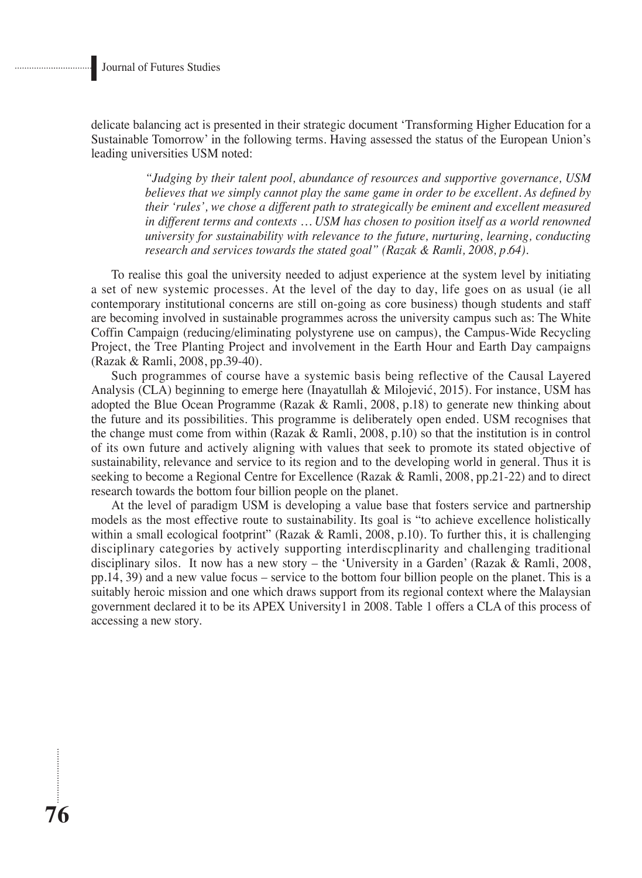delicate balancing act is presented in their strategic document 'Transforming Higher Education for a Sustainable Tomorrow' in the following terms. Having assessed the status of the European Union's leading universities USM noted:

> *"Judging by their talent pool, abundance of resources and supportive governance, USM believes that we simply cannot play the same game in order to be excellent. As defined by their 'rules', we chose a different path to strategically be eminent and excellent measured in different terms and contexts … USM has chosen to position itself as a world renowned university for sustainability with relevance to the future, nurturing, learning, conducting research and services towards the stated goal" (Razak & Ramli, 2008, p.64).*

To realise this goal the university needed to adjust experience at the system level by initiating a set of new systemic processes. At the level of the day to day, life goes on as usual (ie all contemporary institutional concerns are still on-going as core business) though students and staff are becoming involved in sustainable programmes across the university campus such as: The White Coffin Campaign (reducing/eliminating polystyrene use on campus), the Campus-Wide Recycling Project, the Tree Planting Project and involvement in the Earth Hour and Earth Day campaigns (Razak & Ramli, 2008, pp.39-40).

Such programmes of course have a systemic basis being reflective of the Causal Layered Analysis (CLA) beginning to emerge here (Inayatullah & Milojević, 2015). For instance, USM has adopted the Blue Ocean Programme (Razak & Ramli, 2008, p.18) to generate new thinking about the future and its possibilities. This programme is deliberately open ended. USM recognises that the change must come from within (Razak & Ramli, 2008, p.10) so that the institution is in control of its own future and actively aligning with values that seek to promote its stated objective of sustainability, relevance and service to its region and to the developing world in general. Thus it is seeking to become a Regional Centre for Excellence (Razak & Ramli, 2008, pp.21-22) and to direct research towards the bottom four billion people on the planet.

At the level of paradigm USM is developing a value base that fosters service and partnership models as the most effective route to sustainability. Its goal is "to achieve excellence holistically within a small ecological footprint" (Razak & Ramli, 2008, p.10). To further this, it is challenging disciplinary categories by actively supporting interdiscplinarity and challenging traditional disciplinary silos. It now has a new story – the 'University in a Garden' (Razak & Ramli, 2008, pp.14, 39) and a new value focus – service to the bottom four billion people on the planet. This is a suitably heroic mission and one which draws support from its regional context where the Malaysian government declared it to be its APEX University[1] in 2008. Table 1 offers a CLA of this process of accessing a new story.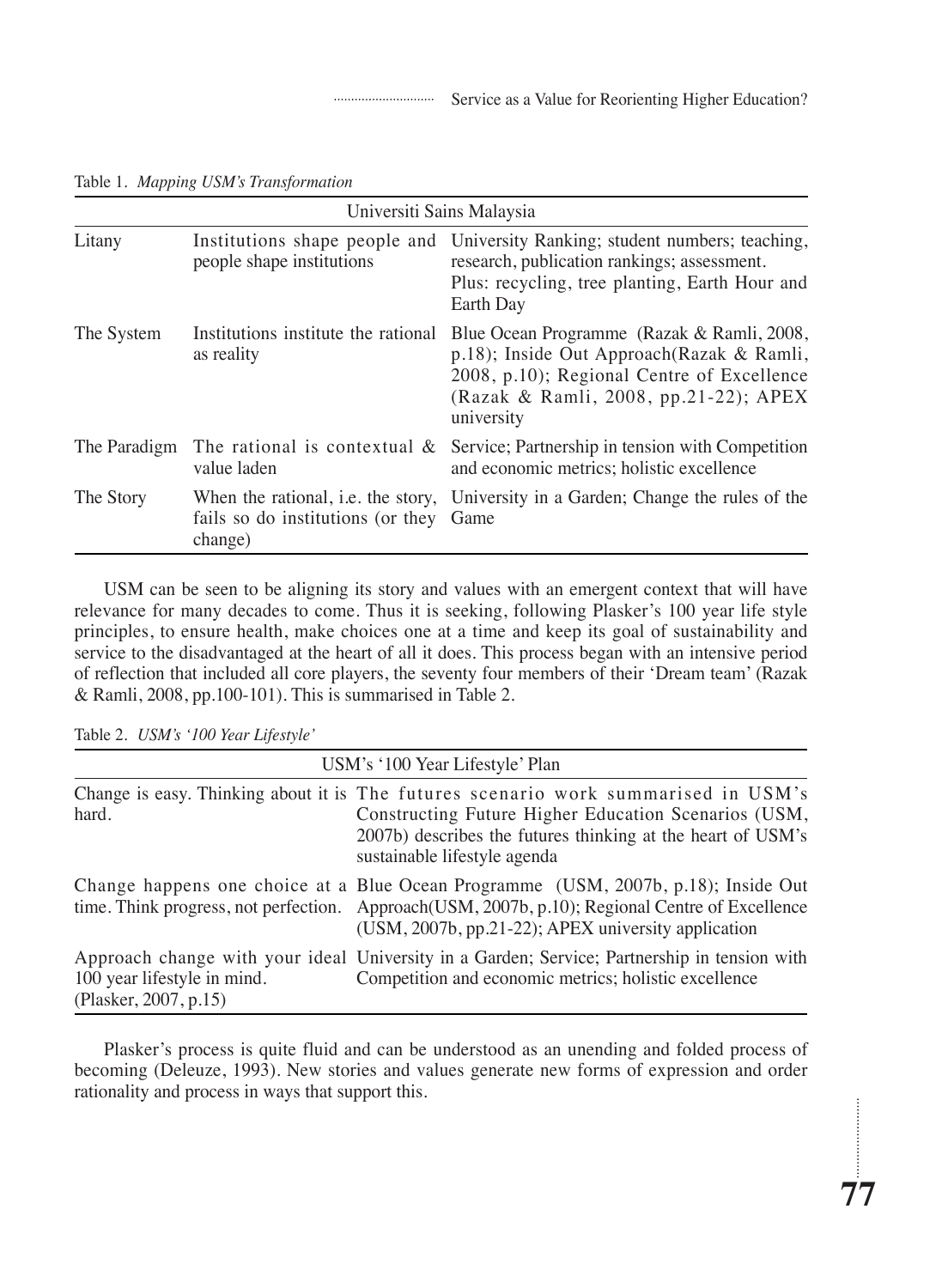Table 1. *Mapping USM's Transformation*

| Universiti Sains Malaysia | | |
|---|---|---|
| Litany | Institutions shape people and people shape institutions | University Ranking; student numbers; teaching, research, publication rankings; assessment. Plus: recycling, tree planting, Earth Hour and Earth Day |
| The System | Institutions institute the rational as reality | Blue Ocean Programme (Razak & Ramli, 2008, p.18); Inside Out Approach(Razak & Ramli, 2008, p.10); Regional Centre of Excellence (Razak & Ramli, 2008, pp.21-22); APEX university |
| The Paradigm | The rational is contextual & value laden | Service; Partnership in tension with Competition and economic metrics; holistic excellence |
| The Story | When the rational, i.e. the story, fails so do institutions (or they change) | University in a Garden; Change the rules of the Game |

USM can be seen to be aligning its story and values with an emergent context that will have relevance for many decades to come. Thus it is seeking, following Plasker's 100 year life style principles, to ensure health, make choices one at a time and keep its goal of sustainability and service to the disadvantaged at the heart of all it does. This process began with an intensive period of reflection that included all core players, the seventy four members of their 'Dream team' (Razak & Ramli, 2008, pp.100-101). This is summarised in Table 2.

Table 2. *USM's '100 Year Lifestyle'*

| USM's '100 Year Lifestyle' Plan | |
|---|---|
| Change is easy. Thinking about it is hard. | The futures scenario work summarised in USM's Constructing Future Higher Education Scenarios (USM, 2007b) describes the futures thinking at the heart of USM's sustainable lifestyle agenda |
| Change happens one choice at a time. Think progress, not perfection. | Blue Ocean Programme (USM, 2007b, p.18); Inside Out Approach(USM, 2007b, p.10); Regional Centre of Excellence (USM, 2007b, pp.21-22); APEX university application |
| Approach change with your ideal 100 year lifestyle in mind. (Plasker, 2007, p.15) | University in a Garden; Service; Partnership in tension with Competition and economic metrics; holistic excellence |

Plasker's process is quite fluid and can be understood as an unending and folded process of becoming (Deleuze, 1993). New stories and values generate new forms of expression and order rationality and process in ways that support this.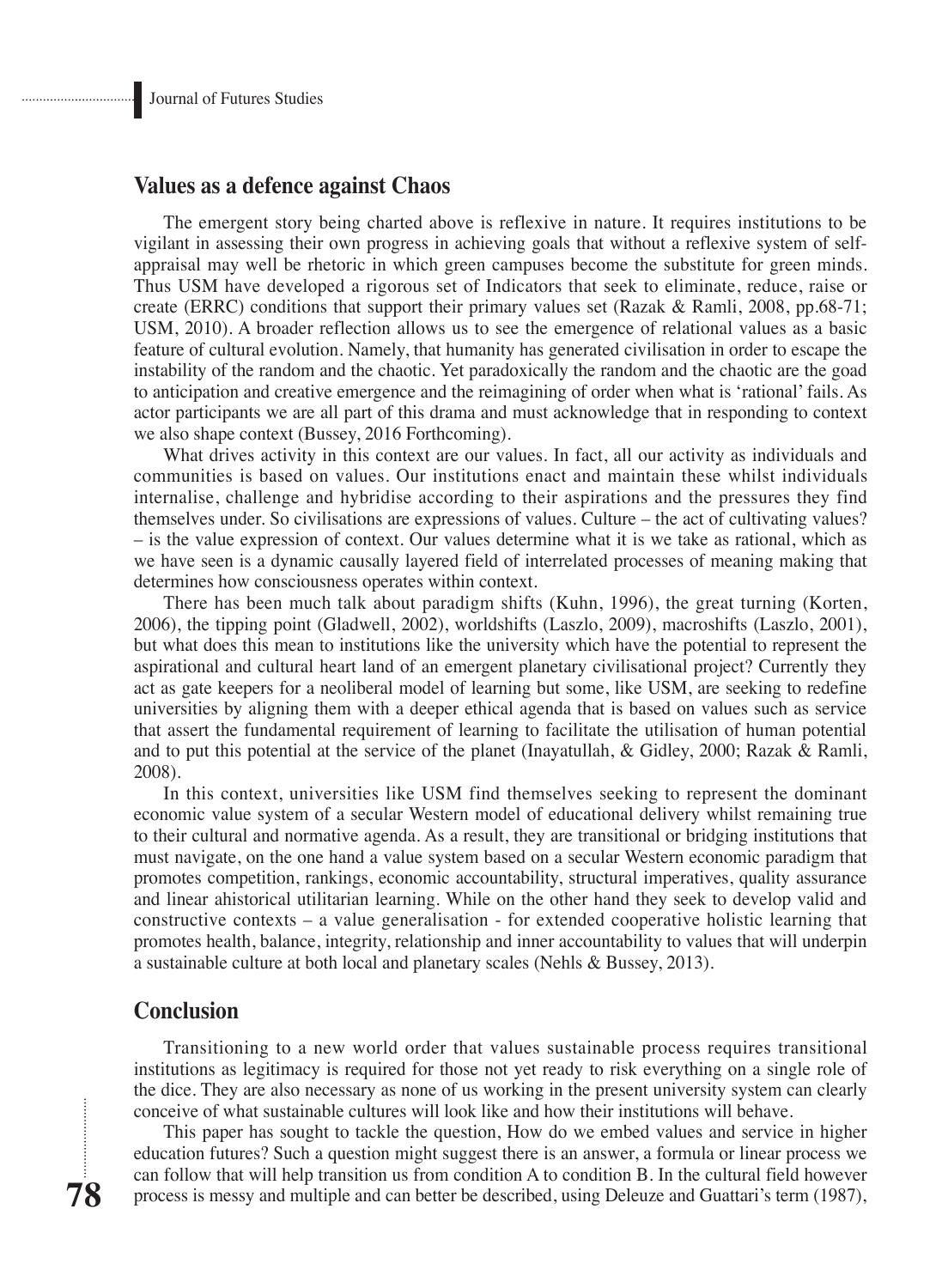## Values as a defence against Chaos

The emergent story being charted above is reflexive in nature. It requires institutions to be vigilant in assessing their own progress in achieving goals that without a reflexive system of self-appraisal may well be rhetoric in which green campuses become the substitute for green minds. Thus USM have developed a rigorous set of Indicators that seek to eliminate, reduce, raise or create (ERRC) conditions that support their primary values set (Razak & Ramli, 2008, pp.68-71; USM, 2010). A broader reflection allows us to see the emergence of relational values as a basic feature of cultural evolution. Namely, that humanity has generated civilisation in order to escape the instability of the random and the chaotic. Yet paradoxically the random and the chaotic are the goad to anticipation and creative emergence and the reimagining of order when what is 'rational' fails. As actor participants we are all part of this drama and must acknowledge that in responding to context we also shape context (Bussey, 2016 Forthcoming).

What drives activity in this context are our values. In fact, all our activity as individuals and communities is based on values. Our institutions enact and maintain these whilst individuals internalise, challenge and hybridise according to their aspirations and the pressures they find themselves under. So civilisations are expressions of values. Culture – the act of cultivating values? – is the value expression of context. Our values determine what it is we take as rational, which as we have seen is a dynamic causally layered field of interrelated processes of meaning making that determines how consciousness operates within context.

There has been much talk about paradigm shifts (Kuhn, 1996), the great turning (Korten, 2006), the tipping point (Gladwell, 2002), worldshifts (Laszlo, 2009), macroshifts (Laszlo, 2001), but what does this mean to institutions like the university which have the potential to represent the aspirational and cultural heart land of an emergent planetary civilisational project? Currently they act as gate keepers for a neoliberal model of learning but some, like USM, are seeking to redefine universities by aligning them with a deeper ethical agenda that is based on values such as service that assert the fundamental requirement of learning to facilitate the utilisation of human potential and to put this potential at the service of the planet (Inayatullah, & Gidley, 2000; Razak & Ramli, 2008).

In this context, universities like USM find themselves seeking to represent the dominant economic value system of a secular Western model of educational delivery whilst remaining true to their cultural and normative agenda. As a result, they are transitional or bridging institutions that must navigate, on the one hand a value system based on a secular Western economic paradigm that promotes competition, rankings, economic accountability, structural imperatives, quality assurance and linear ahistorical utilitarian learning. While on the other hand they seek to develop valid and constructive contexts – a value generalisation - for extended cooperative holistic learning that promotes health, balance, integrity, relationship and inner accountability to values that will underpin a sustainable culture at both local and planetary scales (Nehls & Bussey, 2013).

## Conclusion

Transitioning to a new world order that values sustainable process requires transitional institutions as legitimacy is required for those not yet ready to risk everything on a single role of the dice. They are also necessary as none of us working in the present university system can clearly conceive of what sustainable cultures will look like and how their institutions will behave.

This paper has sought to tackle the question, How do we embed values and service in higher education futures? Such a question might suggest there is an answer, a formula or linear process we can follow that will help transition us from condition A to condition B. In the cultural field however process is messy and multiple and can better be described, using Deleuze and Guattari's term (1987),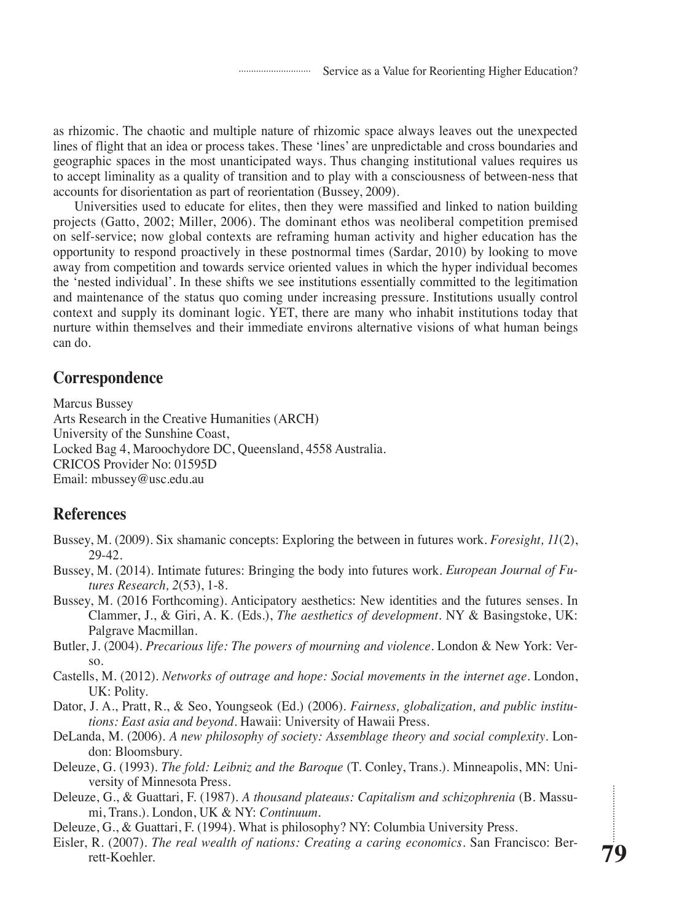as rhizomic. The chaotic and multiple nature of rhizomic space always leaves out the unexpected lines of flight that an idea or process takes. These 'lines' are unpredictable and cross boundaries and geographic spaces in the most unanticipated ways. Thus changing institutional values requires us to accept liminality as a quality of transition and to play with a consciousness of between-ness that accounts for disorientation as part of reorientation (Bussey, 2009).

Universities used to educate for elites, then they were massified and linked to nation building projects (Gatto, 2002; Miller, 2006). The dominant ethos was neoliberal competition premised on self-service; now global contexts are reframing human activity and higher education has the opportunity to respond proactively in these postnormal times (Sardar, 2010) by looking to move away from competition and towards service oriented values in which the hyper individual becomes the 'nested individual'. In these shifts we see institutions essentially committed to the legitimation and maintenance of the status quo coming under increasing pressure. Institutions usually control context and supply its dominant logic. YET, there are many who inhabit institutions today that nurture within themselves and their immediate environs alternative visions of what human beings can do.

## Correspondence

Marcus Bussey
Arts Research in the Creative Humanities (ARCH)
University of the Sunshine Coast,
Locked Bag 4, Maroochydore DC, Queensland, 4558 Australia.
CRICOS Provider No: 01595D
Email: mbussey@usc.edu.au

## References

Bussey, M. (2009). Six shamanic concepts: Exploring the between in futures work. *Foresight, 11*(2), 29-42.

Bussey, M. (2014). Intimate futures: Bringing the body into futures work. *European Journal of Futures Research, 2*(53), 1-8.

Bussey, M. (2016 Forthcoming). Anticipatory aesthetics: New identities and the futures senses. In Clammer, J., & Giri, A. K. (Eds.), *The aesthetics of development*. NY & Basingstoke, UK: Palgrave Macmillan.

Butler, J. (2004). *Precarious life: The powers of mourning and violence*. London & New York: Verso.

Castells, M. (2012). *Networks of outrage and hope: Social movements in the internet age*. London, UK: Polity.

Dator, J. A., Pratt, R., & Seo, Youngseok (Ed.) (2006). *Fairness, globalization, and public institutions: East asia and beyond*. Hawaii: University of Hawaii Press.

DeLanda, M. (2006). *A new philosophy of society: Assemblage theory and social complexity*. London: Bloomsbury.

Deleuze, G. (1993). *The fold: Leibniz and the Baroque* (T. Conley, Trans.). Minneapolis, MN: University of Minnesota Press.

Deleuze, G., & Guattari, F. (1987). *A thousand plateaus: Capitalism and schizophrenia* (B. Massumi, Trans.). London, UK & NY: *Continuum*.

Deleuze, G., & Guattari, F. (1994). What is philosophy? NY: Columbia University Press.

Eisler, R. (2007). *The real wealth of nations: Creating a caring economics*. San Francisco: Berrett-Koehler.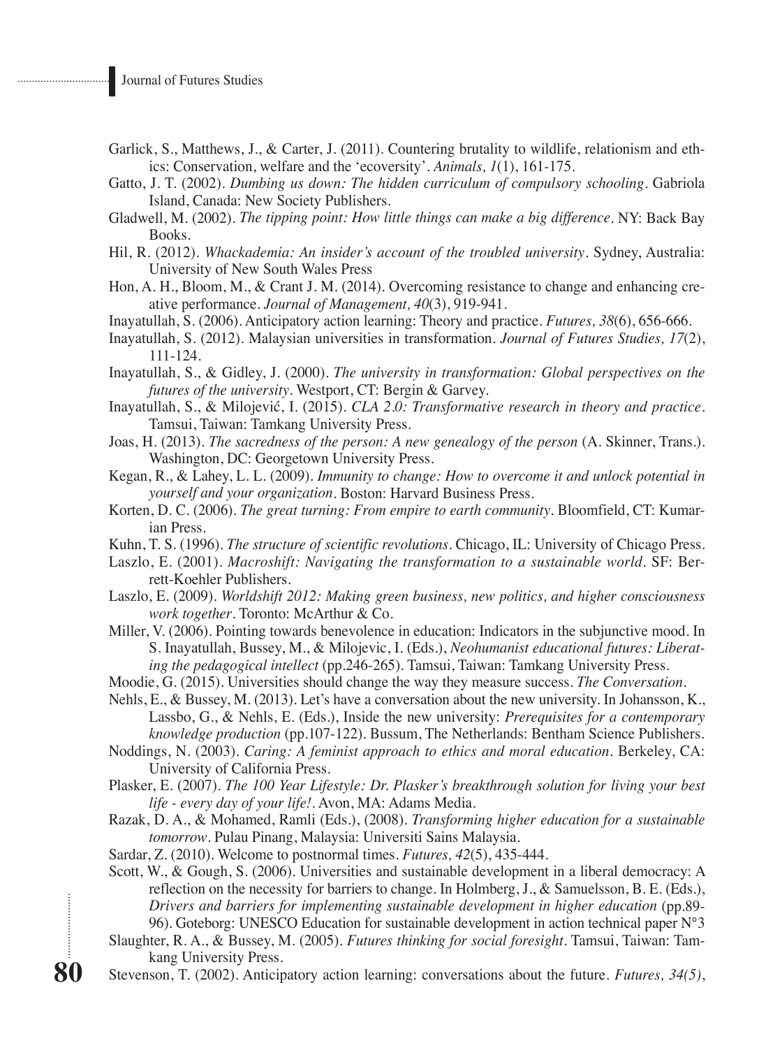Garlick, S., Matthews, J., & Carter, J. (2011). Countering brutality to wildlife, relationism and ethics: Conservation, welfare and the 'ecoversity'. *Animals, 1*(1), 161-175.

Gatto, J. T. (2002). *Dumbing us down: The hidden curriculum of compulsory schooling*. Gabriola Island, Canada: New Society Publishers.

Gladwell, M. (2002). *The tipping point: How little things can make a big difference*. NY: Back Bay Books.

Hil, R. (2012). *Whackademia: An insider's account of the troubled university*. Sydney, Australia: University of New South Wales Press

Hon, A. H., Bloom, M., & Crant J. M. (2014). Overcoming resistance to change and enhancing creative performance. *Journal of Management, 40*(3), 919-941.

Inayatullah, S. (2006). Anticipatory action learning: Theory and practice. *Futures, 38*(6), 656-666.

Inayatullah, S. (2012). Malaysian universities in transformation. *Journal of Futures Studies, 17*(2), 111-124.

Inayatullah, S., & Gidley, J. (2000). *The university in transformation: Global perspectives on the futures of the university*. Westport, CT: Bergin & Garvey.

Inayatullah, S., & Milojević, I. (2015). *CLA 2.0: Transformative research in theory and practice*. Tamsui, Taiwan: Tamkang University Press.

Joas, H. (2013). *The sacredness of the person: A new genealogy of the person* (A. Skinner, Trans.). Washington, DC: Georgetown University Press.

Kegan, R., & Lahey, L. L. (2009). *Immunity to change: How to overcome it and unlock potential in yourself and your organization*. Boston: Harvard Business Press.

Korten, D. C. (2006). *The great turning: From empire to earth community*. Bloomfield, CT: Kumarian Press.

Kuhn, T. S. (1996). *The structure of scientific revolutions*. Chicago, IL: University of Chicago Press.

Laszlo, E. (2001). *Macroshift: Navigating the transformation to a sustainable world*. SF: Berrett-Koehler Publishers.

Laszlo, E. (2009). *Worldshift 2012: Making green business, new politics, and higher consciousness work together*. Toronto: McArthur & Co.

Miller, V. (2006). Pointing towards benevolence in education: Indicators in the subjunctive mood. In S. Inayatullah, Bussey, M., & Milojevic, I. (Eds.), *Neohumanist educational futures: Liberating the pedagogical intellect* (pp.246-265). Tamsui, Taiwan: Tamkang University Press.

Moodie, G. (2015). Universities should change the way they measure success. *The Conversation*.

Nehls, E., & Bussey, M. (2013). Let's have a conversation about the new university. In Johansson, K., Lassbo, G., & Nehls, E. (Eds.), Inside the new university: *Prerequisites for a contemporary knowledge production* (pp.107-122). Bussum, The Netherlands: Bentham Science Publishers.

Noddings, N. (2003). *Caring: A feminist approach to ethics and moral education*. Berkeley, CA: University of California Press.

Plasker, E. (2007). *The 100 Year Lifestyle: Dr. Plasker's breakthrough solution for living your best life - every day of your life!*. Avon, MA: Adams Media.

Razak, D. A., & Mohamed, Ramli (Eds.), (2008). *Transforming higher education for a sustainable tomorrow*. Pulau Pinang, Malaysia: Universiti Sains Malaysia.

Sardar, Z. (2010). Welcome to postnormal times. *Futures, 42*(5), 435-444.

Scott, W., & Gough, S. (2006). Universities and sustainable development in a liberal democracy: A reflection on the necessity for barriers to change. In Holmberg, J., & Samuelsson, B. E. (Eds.), *Drivers and barriers for implementing sustainable development in higher education* (pp.89-96). Goteborg: UNESCO Education for sustainable development in action technical paper N°3

Slaughter, R. A., & Bussey, M. (2005). *Futures thinking for social foresight*. Tamsui, Taiwan: Tamkang University Press.

Stevenson, T. (2002). Anticipatory action learning: conversations about the future. *Futures, 34(5)*,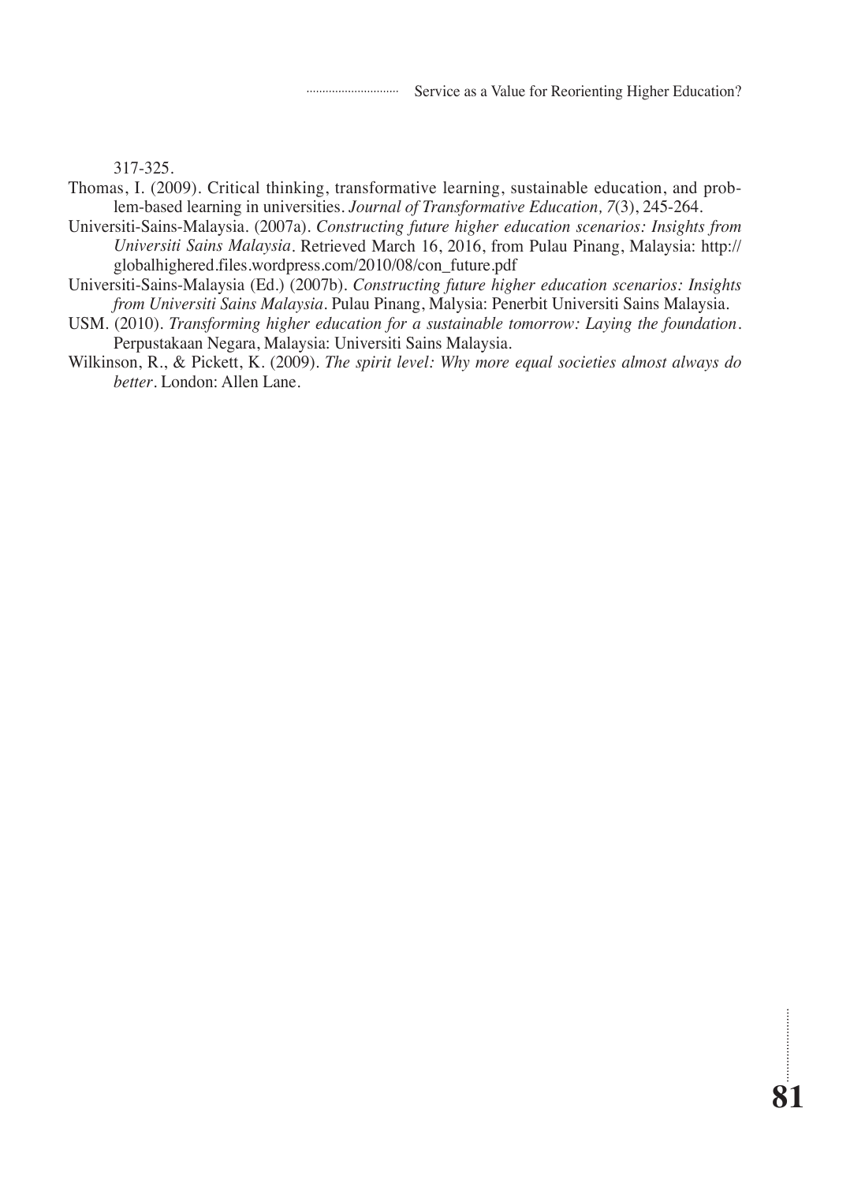317-325.

Thomas, I. (2009). Critical thinking, transformative learning, sustainable education, and problem-based learning in universities. *Journal of Transformative Education, 7*(3), 245-264.

Universiti-Sains-Malaysia. (2007a). *Constructing future higher education scenarios: Insights from Universiti Sains Malaysia*. Retrieved March 16, 2016, from Pulau Pinang, Malaysia: http://globalhighered.files.wordpress.com/2010/08/con_future.pdf

Universiti-Sains-Malaysia (Ed.) (2007b). *Constructing future higher education scenarios: Insights from Universiti Sains Malaysia*. Pulau Pinang, Malysia: Penerbit Universiti Sains Malaysia.

USM. (2010). *Transforming higher education for a sustainable tomorrow: Laying the foundation*. Perpustakaan Negara, Malaysia: Universiti Sains Malaysia.

Wilkinson, R., & Pickett, K. (2009). *The spirit level: Why more equal societies almost always do better*. London: Allen Lane.